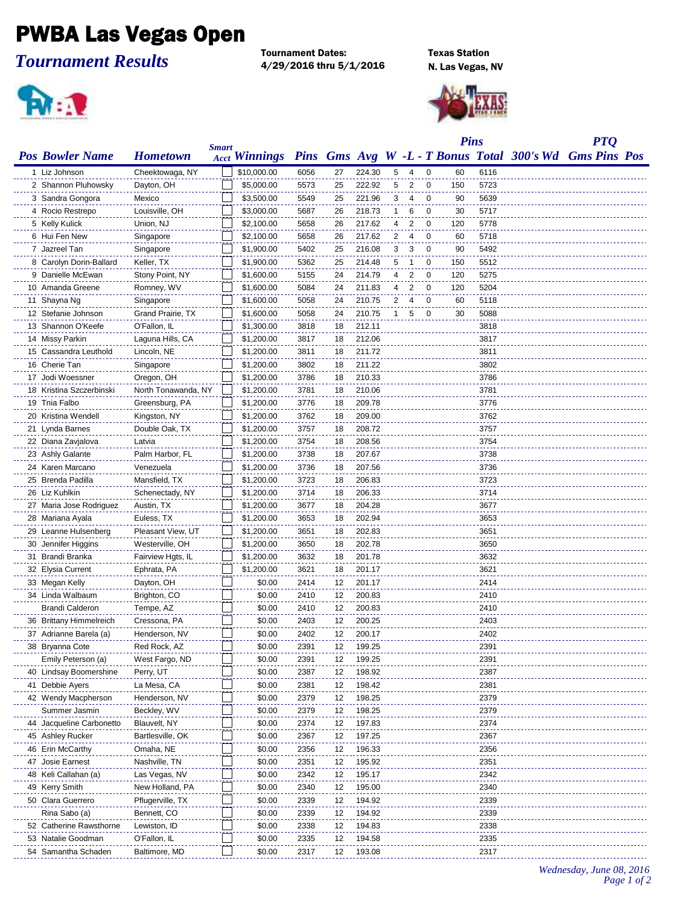# PWBA Las Vegas Open

## *Tournament Results*

**Tournament Dates:**
**4/29/2016 thru 5/1/2016**

**Texas Station**
**N. Las Vegas, NV**

| Pos | Bowler Name | Hometown | Smart Acct | Winnings | Pins | Gms | Avg | W | L | T | Pins Bonus | Total | 300's Wd | PTQ Gms | PTQ Pins | PTQ Pos |
|---|---|---|---|---|---|---|---|---|---|---|---|---|---|---|---|---|
| 1 | Liz Johnson | Cheektowaga, NY | | $10,000.00 | 6056 | 27 | 224.30 | 5 | 4 | 0 | 60 | 6116 | | | | |
| 2 | Shannon Pluhowsky | Dayton, OH | | $5,000.00 | 5573 | 25 | 222.92 | 5 | 2 | 0 | 150 | 5723 | | | | |
| 3 | Sandra Gongora | Mexico | | $3,500.00 | 5549 | 25 | 221.96 | 3 | 4 | 0 | 90 | 5639 | | | | |
| 4 | Rocio Restrepo | Louisville, OH | | $3,000.00 | 5687 | 26 | 218.73 | 1 | 6 | 0 | 30 | 5717 | | | | |
| 5 | Kelly Kulick | Union, NJ | | $2,100.00 | 5658 | 26 | 217.62 | 4 | 2 | 0 | 120 | 5778 | | | | |
| 6 | Hui Fen New | Singapore | | $2,100.00 | 5658 | 26 | 217.62 | 2 | 4 | 0 | 60 | 5718 | | | | |
| 7 | Jazreel Tan | Singapore | | $1,900.00 | 5402 | 25 | 216.08 | 3 | 3 | 0 | 90 | 5492 | | | | |
| 8 | Carolyn Dorin-Ballard | Keller, TX | | $1,900.00 | 5362 | 25 | 214.48 | 5 | 1 | 0 | 150 | 5512 | | | | |
| 9 | Danielle McEwan | Stony Point, NY | | $1,600.00 | 5155 | 24 | 214.79 | 4 | 2 | 0 | 120 | 5275 | | | | |
| 10 | Amanda Greene | Romney, WV | | $1,600.00 | 5084 | 24 | 211.83 | 4 | 2 | 0 | 120 | 5204 | | | | |
| 11 | Shayna Ng | Singapore | | $1,600.00 | 5058 | 24 | 210.75 | 2 | 4 | 0 | 60 | 5118 | | | | |
| 12 | Stefanie Johnson | Grand Prairie, TX | | $1,600.00 | 5058 | 24 | 210.75 | 1 | 5 | 0 | 30 | 5088 | | | | |
| 13 | Shannon O'Keefe | O'Fallon, IL | | $1,300.00 | 3818 | 18 | 212.11 | | | | | 3818 | | | | |
| 14 | Missy Parkin | Laguna Hills, CA | | $1,200.00 | 3817 | 18 | 212.06 | | | | | 3817 | | | | |
| 15 | Cassandra Leuthold | Lincoln, NE | | $1,200.00 | 3811 | 18 | 211.72 | | | | | 3811 | | | | |
| 16 | Cherie Tan | Singapore | | $1,200.00 | 3802 | 18 | 211.22 | | | | | 3802 | | | | |
| 17 | Jodi Woessner | Oregon, OH | | $1,200.00 | 3786 | 18 | 210.33 | | | | | 3786 | | | | |
| 18 | Kristina Szczerbinski | North Tonawanda, NY | | $1,200.00 | 3781 | 18 | 210.06 | | | | | 3781 | | | | |
| 19 | Tnia Falbo | Greensburg, PA | | $1,200.00 | 3776 | 18 | 209.78 | | | | | 3776 | | | | |
| 20 | Kristina Wendell | Kingston, NY | | $1,200.00 | 3762 | 18 | 209.00 | | | | | 3762 | | | | |
| 21 | Lynda Barnes | Double Oak, TX | | $1,200.00 | 3757 | 18 | 208.72 | | | | | 3757 | | | | |
| 22 | Diana Zavjalova | Latvia | | $1,200.00 | 3754 | 18 | 208.56 | | | | | 3754 | | | | |
| 23 | Ashly Galante | Palm Harbor, FL | | $1,200.00 | 3738 | 18 | 207.67 | | | | | 3738 | | | | |
| 24 | Karen Marcano | Venezuela | | $1,200.00 | 3736 | 18 | 207.56 | | | | | 3736 | | | | |
| 25 | Brenda Padilla | Mansfield, TX | | $1,200.00 | 3723 | 18 | 206.83 | | | | | 3723 | | | | |
| 26 | Liz Kuhlkin | Schenectady, NY | | $1,200.00 | 3714 | 18 | 206.33 | | | | | 3714 | | | | |
| 27 | Maria Jose Rodriguez | Austin, TX | | $1,200.00 | 3677 | 18 | 204.28 | | | | | 3677 | | | | |
| 28 | Mariana Ayala | Euless, TX | | $1,200.00 | 3653 | 18 | 202.94 | | | | | 3653 | | | | |
| 29 | Leanne Hulsenberg | Pleasant View, UT | | $1,200.00 | 3651 | 18 | 202.83 | | | | | 3651 | | | | |
| 30 | Jennifer Higgins | Westerville, OH | | $1,200.00 | 3650 | 18 | 202.78 | | | | | 3650 | | | | |
| 31 | Brandi Branka | Fairview Hgts, IL | | $1,200.00 | 3632 | 18 | 201.78 | | | | | 3632 | | | | |
| 32 | Elysia Current | Ephrata, PA | | $1,200.00 | 3621 | 18 | 201.17 | | | | | 3621 | | | | |
| 33 | Megan Kelly | Dayton, OH | | $0.00 | 2414 | 12 | 201.17 | | | | | 2414 | | | | |
| 34 | Linda Walbaum | Brighton, CO | | $0.00 | 2410 | 12 | 200.83 | | | | | 2410 | | | | |
| | Brandi Calderon | Tempe, AZ | | $0.00 | 2410 | 12 | 200.83 | | | | | 2410 | | | | |
| 36 | Brittany Himmelreich | Cressona, PA | | $0.00 | 2403 | 12 | 200.25 | | | | | 2403 | | | | |
| 37 | Adrianne Barela (a) | Henderson, NV | | $0.00 | 2402 | 12 | 200.17 | | | | | 2402 | | | | |
| 38 | Bryanna Cote | Red Rock, AZ | | $0.00 | 2391 | 12 | 199.25 | | | | | 2391 | | | | |
| | Emily Peterson (a) | West Fargo, ND | | $0.00 | 2391 | 12 | 199.25 | | | | | 2391 | | | | |
| 40 | Lindsay Boomershine | Perry, UT | | $0.00 | 2387 | 12 | 198.92 | | | | | 2387 | | | | |
| 41 | Debbie Ayers | La Mesa, CA | | $0.00 | 2381 | 12 | 198.42 | | | | | 2381 | | | | |
| 42 | Wendy Macpherson | Henderson, NV | | $0.00 | 2379 | 12 | 198.25 | | | | | 2379 | | | | |
| | Summer Jasmin | Beckley, WV | | $0.00 | 2379 | 12 | 198.25 | | | | | 2379 | | | | |
| 44 | Jacqueline Carbonetto | Blauvelt, NY | | $0.00 | 2374 | 12 | 197.83 | | | | | 2374 | | | | |
| 45 | Ashley Rucker | Bartlesville, OK | | $0.00 | 2367 | 12 | 197.25 | | | | | 2367 | | | | |
| 46 | Erin McCarthy | Omaha, NE | | $0.00 | 2356 | 12 | 196.33 | | | | | 2356 | | | | |
| 47 | Josie Earnest | Nashville, TN | | $0.00 | 2351 | 12 | 195.92 | | | | | 2351 | | | | |
| 48 | Keli Callahan (a) | Las Vegas, NV | | $0.00 | 2342 | 12 | 195.17 | | | | | 2342 | | | | |
| 49 | Kerry Smith | New Holland, PA | | $0.00 | 2340 | 12 | 195.00 | | | | | 2340 | | | | |
| 50 | Clara Guerrero | Pflugerville, TX | | $0.00 | 2339 | 12 | 194.92 | | | | | 2339 | | | | |
| | Rina Sabo (a) | Bennett, CO | | $0.00 | 2339 | 12 | 194.92 | | | | | 2339 | | | | |
| 52 | Catherine Rawsthorne | Lewiston, ID | | $0.00 | 2338 | 12 | 194.83 | | | | | 2338 | | | | |
| 53 | Natalie Goodman | O'Fallon, IL | | $0.00 | 2335 | 12 | 194.58 | | | | | 2335 | | | | |
| 54 | Samantha Schaden | Baltimore, MD | | $0.00 | 2317 | 12 | 193.08 | | | | | 2317 | | | | |

*Wednesday, June 08, 2016*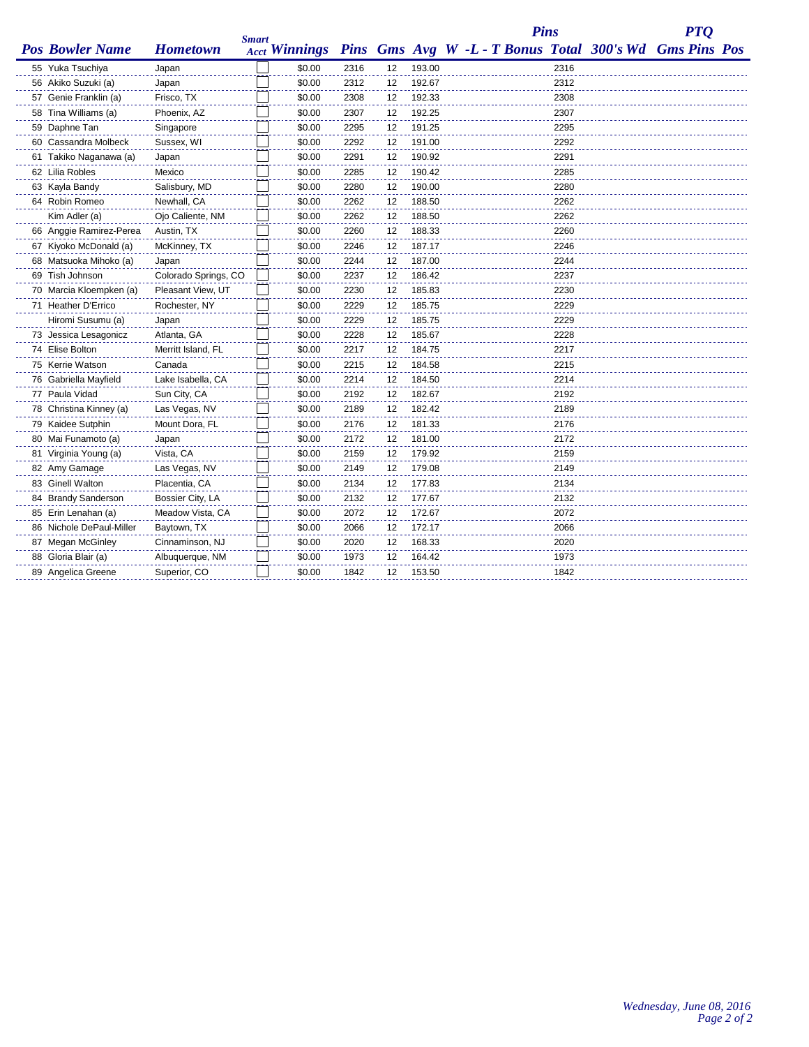| Pos | Bowler Name | Hometown | Smart Acct | Winnings | Pins | Gms | Avg | W -L - T | Pins Bonus | Total | 300's | Wd | PTQ Gms | PTQ Pins | Pos |
|---|---|---|---|---|---|---|---|---|---|---|---|---|---|---|---|
| 55 | Yuka Tsuchiya | Japan | | $0.00 | 2316 | 12 | 193.00 | | | 2316 | | | | | |
| 56 | Akiko Suzuki (a) | Japan | | $0.00 | 2312 | 12 | 192.67 | | | 2312 | | | | | |
| 57 | Genie Franklin (a) | Frisco, TX | | $0.00 | 2308 | 12 | 192.33 | | | 2308 | | | | | |
| 58 | Tina Williams (a) | Phoenix, AZ | | $0.00 | 2307 | 12 | 192.25 | | | 2307 | | | | | |
| 59 | Daphne Tan | Singapore | | $0.00 | 2295 | 12 | 191.25 | | | 2295 | | | | | |
| 60 | Cassandra Molbeck | Sussex, WI | | $0.00 | 2292 | 12 | 191.00 | | | 2292 | | | | | |
| 61 | Takiko Naganawa (a) | Japan | | $0.00 | 2291 | 12 | 190.92 | | | 2291 | | | | | |
| 62 | Lilia Robles | Mexico | | $0.00 | 2285 | 12 | 190.42 | | | 2285 | | | | | |
| 63 | Kayla Bandy | Salisbury, MD | | $0.00 | 2280 | 12 | 190.00 | | | 2280 | | | | | |
| 64 | Robin Romeo | Newhall, CA | | $0.00 | 2262 | 12 | 188.50 | | | 2262 | | | | | |
| | Kim Adler (a) | Ojo Caliente, NM | | $0.00 | 2262 | 12 | 188.50 | | | 2262 | | | | | |
| 66 | Anggie Ramirez-Perea | Austin, TX | | $0.00 | 2260 | 12 | 188.33 | | | 2260 | | | | | |
| 67 | Kiyoko McDonald (a) | McKinney, TX | | $0.00 | 2246 | 12 | 187.17 | | | 2246 | | | | | |
| 68 | Matsuoka Mihoko (a) | Japan | | $0.00 | 2244 | 12 | 187.00 | | | 2244 | | | | | |
| 69 | Tish Johnson | Colorado Springs, CO | | $0.00 | 2237 | 12 | 186.42 | | | 2237 | | | | | |
| 70 | Marcia Kloempken (a) | Pleasant View, UT | | $0.00 | 2230 | 12 | 185.83 | | | 2230 | | | | | |
| 71 | Heather D'Errico | Rochester, NY | | $0.00 | 2229 | 12 | 185.75 | | | 2229 | | | | | |
| | Hiromi Susumu (a) | Japan | | $0.00 | 2229 | 12 | 185.75 | | | 2229 | | | | | |
| 73 | Jessica Lesagonicz | Atlanta, GA | | $0.00 | 2228 | 12 | 185.67 | | | 2228 | | | | | |
| 74 | Elise Bolton | Merritt Island, FL | | $0.00 | 2217 | 12 | 184.75 | | | 2217 | | | | | |
| 75 | Kerrie Watson | Canada | | $0.00 | 2215 | 12 | 184.58 | | | 2215 | | | | | |
| 76 | Gabriella Mayfield | Lake Isabella, CA | | $0.00 | 2214 | 12 | 184.50 | | | 2214 | | | | | |
| 77 | Paula Vidad | Sun City, CA | | $0.00 | 2192 | 12 | 182.67 | | | 2192 | | | | | |
| 78 | Christina Kinney (a) | Las Vegas, NV | | $0.00 | 2189 | 12 | 182.42 | | | 2189 | | | | | |
| 79 | Kaidee Sutphin | Mount Dora, FL | | $0.00 | 2176 | 12 | 181.33 | | | 2176 | | | | | |
| 80 | Mai Funamoto (a) | Japan | | $0.00 | 2172 | 12 | 181.00 | | | 2172 | | | | | |
| 81 | Virginia Young (a) | Vista, CA | | $0.00 | 2159 | 12 | 179.92 | | | 2159 | | | | | |
| 82 | Amy Gamage | Las Vegas, NV | | $0.00 | 2149 | 12 | 179.08 | | | 2149 | | | | | |
| 83 | Ginell Walton | Placentia, CA | | $0.00 | 2134 | 12 | 177.83 | | | 2134 | | | | | |
| 84 | Brandy Sanderson | Bossier City, LA | | $0.00 | 2132 | 12 | 177.67 | | | 2132 | | | | | |
| 85 | Erin Lenahan (a) | Meadow Vista, CA | | $0.00 | 2072 | 12 | 172.67 | | | 2072 | | | | | |
| 86 | Nichole DePaul-Miller | Baytown, TX | | $0.00 | 2066 | 12 | 172.17 | | | 2066 | | | | | |
| 87 | Megan McGinley | Cinnaminson, NJ | | $0.00 | 2020 | 12 | 168.33 | | | 2020 | | | | | |
| 88 | Gloria Blair (a) | Albuquerque, NM | | $0.00 | 1973 | 12 | 164.42 | | | 1973 | | | | | |
| 89 | Angelica Greene | Superior, CO | | $0.00 | 1842 | 12 | 153.50 | | | 1842 | | | | | |

*Wednesday, June 08, 2016*